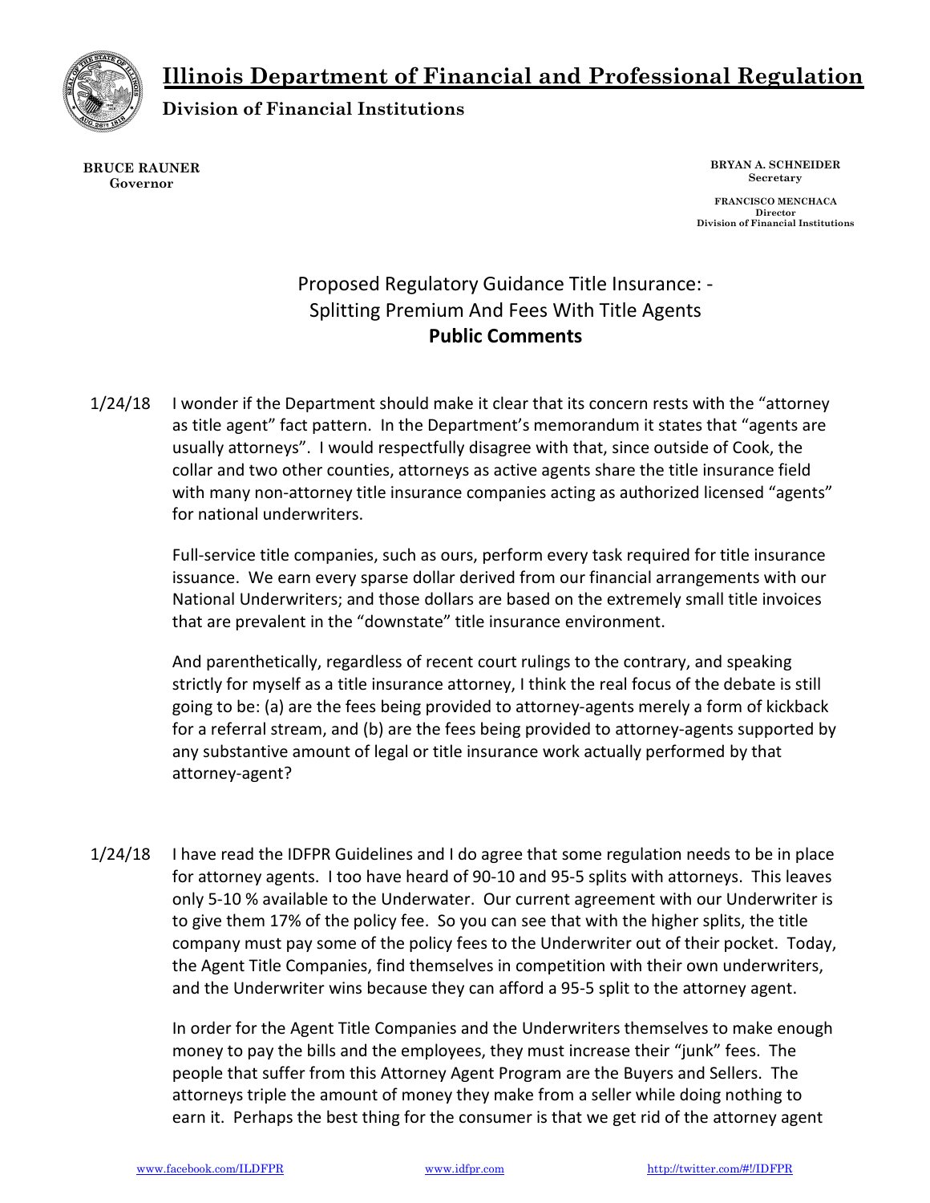# Illinois Department of Financial and Professional Regulation

**Division of Financial Institutions**

**BRUCE RAUNER**
**Governor**

**BRYAN A. SCHNEIDER**
**Secretary**

**FRANCISCO MENCHACA**
**Director**
**Division of Financial Institutions**

## Proposed Regulatory Guidance Title Insurance: - Splitting Premium And Fees With Title Agents
## **Public Comments**

1/24/18 I wonder if the Department should make it clear that its concern rests with the "attorney as title agent" fact pattern. In the Department's memorandum it states that "agents are usually attorneys". I would respectfully disagree with that, since outside of Cook, the collar and two other counties, attorneys as active agents share the title insurance field with many non-attorney title insurance companies acting as authorized licensed "agents" for national underwriters.

Full-service title companies, such as ours, perform every task required for title insurance issuance. We earn every sparse dollar derived from our financial arrangements with our National Underwriters; and those dollars are based on the extremely small title invoices that are prevalent in the "downstate" title insurance environment.

And parenthetically, regardless of recent court rulings to the contrary, and speaking strictly for myself as a title insurance attorney, I think the real focus of the debate is still going to be: (a) are the fees being provided to attorney-agents merely a form of kickback for a referral stream, and (b) are the fees being provided to attorney-agents supported by any substantive amount of legal or title insurance work actually performed by that attorney-agent?

1/24/18 I have read the IDFPR Guidelines and I do agree that some regulation needs to be in place for attorney agents. I too have heard of 90-10 and 95-5 splits with attorneys. This leaves only 5-10 % available to the Underwater. Our current agreement with our Underwriter is to give them 17% of the policy fee. So you can see that with the higher splits, the title company must pay some of the policy fees to the Underwriter out of their pocket. Today, the Agent Title Companies, find themselves in competition with their own underwriters, and the Underwriter wins because they can afford a 95-5 split to the attorney agent.

In order for the Agent Title Companies and the Underwriters themselves to make enough money to pay the bills and the employees, they must increase their "junk" fees. The people that suffer from this Attorney Agent Program are the Buyers and Sellers. The attorneys triple the amount of money they make from a seller while doing nothing to earn it. Perhaps the best thing for the consumer is that we get rid of the attorney agent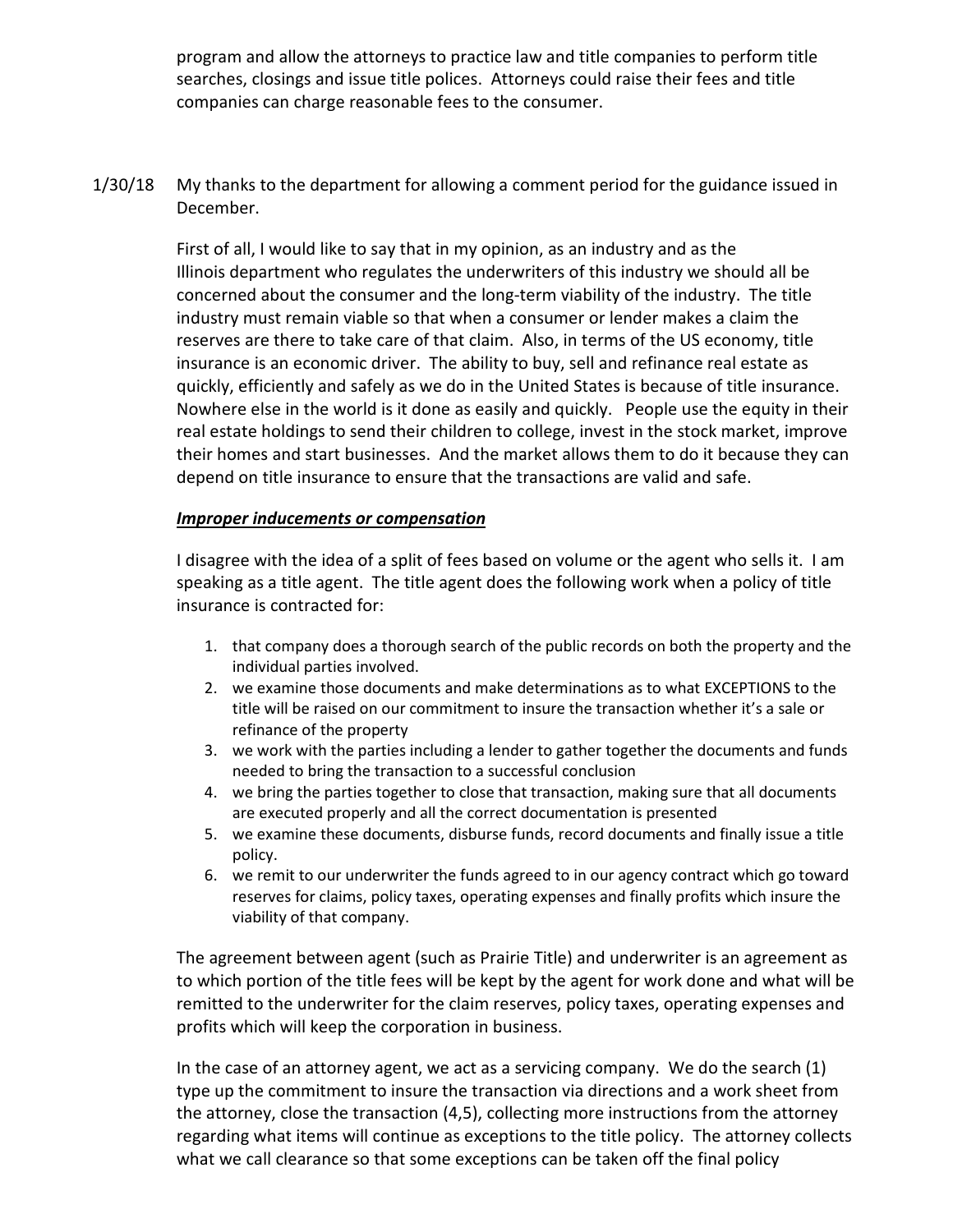program and allow the attorneys to practice law and title companies to perform title searches, closings and issue title polices. Attorneys could raise their fees and title companies can charge reasonable fees to the consumer.

1/30/18 My thanks to the department for allowing a comment period for the guidance issued in December.

First of all, I would like to say that in my opinion, as an industry and as the Illinois department who regulates the underwriters of this industry we should all be concerned about the consumer and the long-term viability of the industry. The title industry must remain viable so that when a consumer or lender makes a claim the reserves are there to take care of that claim. Also, in terms of the US economy, title insurance is an economic driver. The ability to buy, sell and refinance real estate as quickly, efficiently and safely as we do in the United States is because of title insurance. Nowhere else in the world is it done as easily and quickly. People use the equity in their real estate holdings to send their children to college, invest in the stock market, improve their homes and start businesses. And the market allows them to do it because they can depend on title insurance to ensure that the transactions are valid and safe.

***Improper inducements or compensation***

I disagree with the idea of a split of fees based on volume or the agent who sells it. I am speaking as a title agent. The title agent does the following work when a policy of title insurance is contracted for:

1. that company does a thorough search of the public records on both the property and the individual parties involved.
2. we examine those documents and make determinations as to what EXCEPTIONS to the title will be raised on our commitment to insure the transaction whether it's a sale or refinance of the property
3. we work with the parties including a lender to gather together the documents and funds needed to bring the transaction to a successful conclusion
4. we bring the parties together to close that transaction, making sure that all documents are executed properly and all the correct documentation is presented
5. we examine these documents, disburse funds, record documents and finally issue a title policy.
6. we remit to our underwriter the funds agreed to in our agency contract which go toward reserves for claims, policy taxes, operating expenses and finally profits which insure the viability of that company.

The agreement between agent (such as Prairie Title) and underwriter is an agreement as to which portion of the title fees will be kept by the agent for work done and what will be remitted to the underwriter for the claim reserves, policy taxes, operating expenses and profits which will keep the corporation in business.

In the case of an attorney agent, we act as a servicing company. We do the search (1) type up the commitment to insure the transaction via directions and a work sheet from the attorney, close the transaction (4,5), collecting more instructions from the attorney regarding what items will continue as exceptions to the title policy. The attorney collects what we call clearance so that some exceptions can be taken off the final policy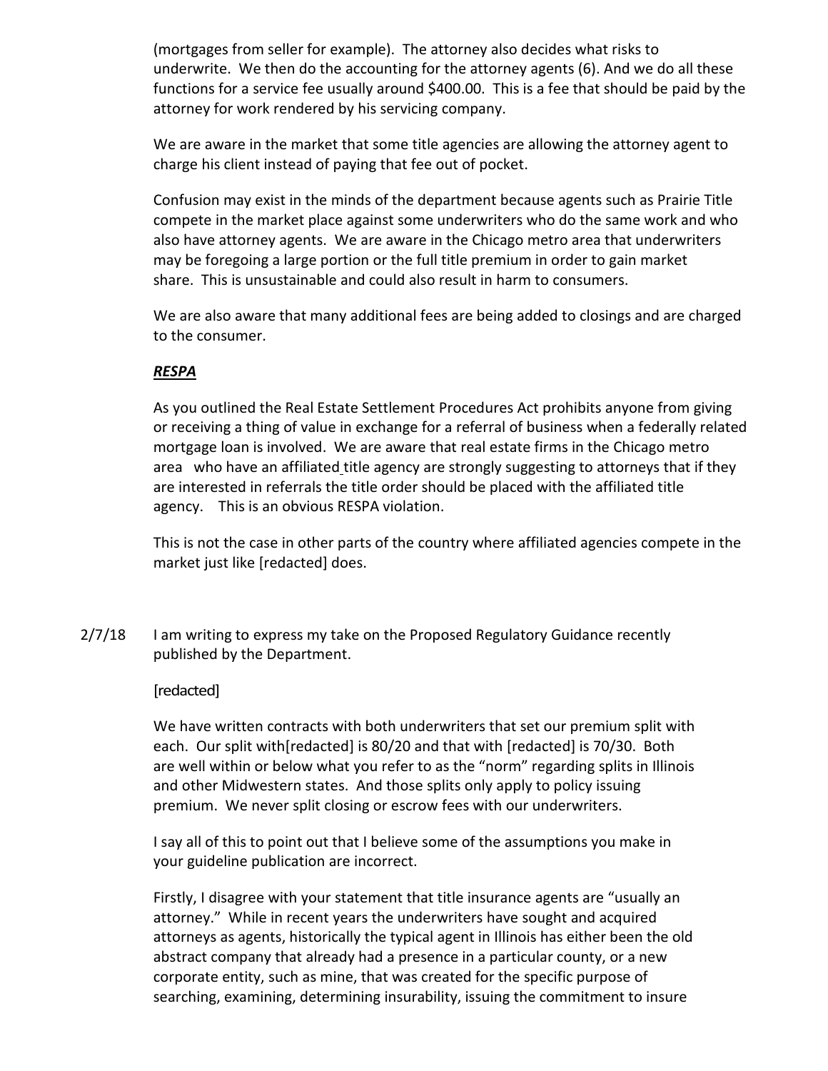(mortgages from seller for example). The attorney also decides what risks to underwrite. We then do the accounting for the attorney agents (6). And we do all these functions for a service fee usually around $400.00. This is a fee that should be paid by the attorney for work rendered by his servicing company.

We are aware in the market that some title agencies are allowing the attorney agent to charge his client instead of paying that fee out of pocket.

Confusion may exist in the minds of the department because agents such as Prairie Title compete in the market place against some underwriters who do the same work and who also have attorney agents. We are aware in the Chicago metro area that underwriters may be foregoing a large portion or the full title premium in order to gain market share. This is unsustainable and could also result in harm to consumers.

We are also aware that many additional fees are being added to closings and are charged to the consumer.

***RESPA***

As you outlined the Real Estate Settlement Procedures Act prohibits anyone from giving or receiving a thing of value in exchange for a referral of business when a federally related mortgage loan is involved. We are aware that real estate firms in the Chicago metro area who have an affiliated title agency are strongly suggesting to attorneys that if they are interested in referrals the title order should be placed with the affiliated title agency. This is an obvious RESPA violation.

This is not the case in other parts of the country where affiliated agencies compete in the market just like [redacted] does.

2/7/18 I am writing to express my take on the Proposed Regulatory Guidance recently published by the Department.

[redacted]

We have written contracts with both underwriters that set our premium split with each. Our split with[redacted] is 80/20 and that with [redacted] is 70/30. Both are well within or below what you refer to as the "norm" regarding splits in Illinois and other Midwestern states. And those splits only apply to policy issuing premium. We never split closing or escrow fees with our underwriters.

I say all of this to point out that I believe some of the assumptions you make in your guideline publication are incorrect.

Firstly, I disagree with your statement that title insurance agents are "usually an attorney." While in recent years the underwriters have sought and acquired attorneys as agents, historically the typical agent in Illinois has either been the old abstract company that already had a presence in a particular county, or a new corporate entity, such as mine, that was created for the specific purpose of searching, examining, determining insurability, issuing the commitment to insure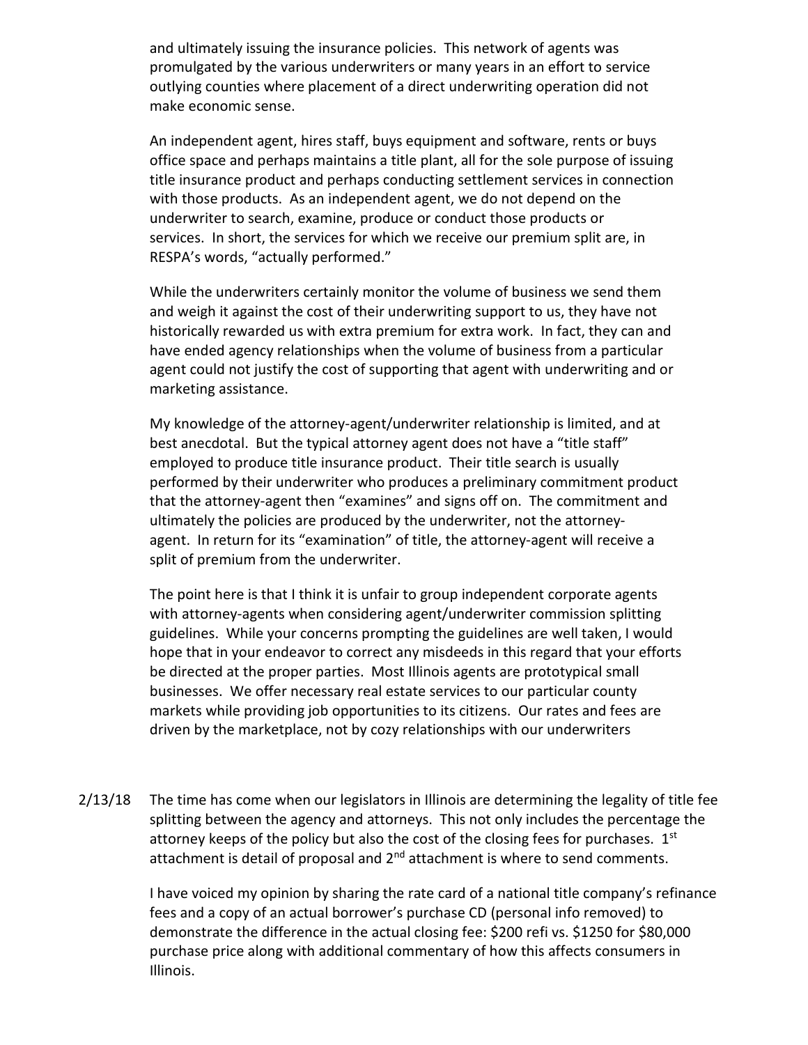and ultimately issuing the insurance policies. This network of agents was promulgated by the various underwriters or many years in an effort to service outlying counties where placement of a direct underwriting operation did not make economic sense.

An independent agent, hires staff, buys equipment and software, rents or buys office space and perhaps maintains a title plant, all for the sole purpose of issuing title insurance product and perhaps conducting settlement services in connection with those products. As an independent agent, we do not depend on the underwriter to search, examine, produce or conduct those products or services. In short, the services for which we receive our premium split are, in RESPA's words, "actually performed."

While the underwriters certainly monitor the volume of business we send them and weigh it against the cost of their underwriting support to us, they have not historically rewarded us with extra premium for extra work. In fact, they can and have ended agency relationships when the volume of business from a particular agent could not justify the cost of supporting that agent with underwriting and or marketing assistance.

My knowledge of the attorney-agent/underwriter relationship is limited, and at best anecdotal. But the typical attorney agent does not have a "title staff" employed to produce title insurance product. Their title search is usually performed by their underwriter who produces a preliminary commitment product that the attorney-agent then "examines" and signs off on. The commitment and ultimately the policies are produced by the underwriter, not the attorney-agent. In return for its "examination" of title, the attorney-agent will receive a split of premium from the underwriter.

The point here is that I think it is unfair to group independent corporate agents with attorney-agents when considering agent/underwriter commission splitting guidelines. While your concerns prompting the guidelines are well taken, I would hope that in your endeavor to correct any misdeeds in this regard that your efforts be directed at the proper parties. Most Illinois agents are prototypical small businesses. We offer necessary real estate services to our particular county markets while providing job opportunities to its citizens. Our rates and fees are driven by the marketplace, not by cozy relationships with our underwriters

2/13/18 The time has come when our legislators in Illinois are determining the legality of title fee splitting between the agency and attorneys. This not only includes the percentage the attorney keeps of the policy but also the cost of the closing fees for purchases. 1st attachment is detail of proposal and 2nd attachment is where to send comments.

I have voiced my opinion by sharing the rate card of a national title company's refinance fees and a copy of an actual borrower's purchase CD (personal info removed) to demonstrate the difference in the actual closing fee: $200 refi vs. $1250 for $80,000 purchase price along with additional commentary of how this affects consumers in Illinois.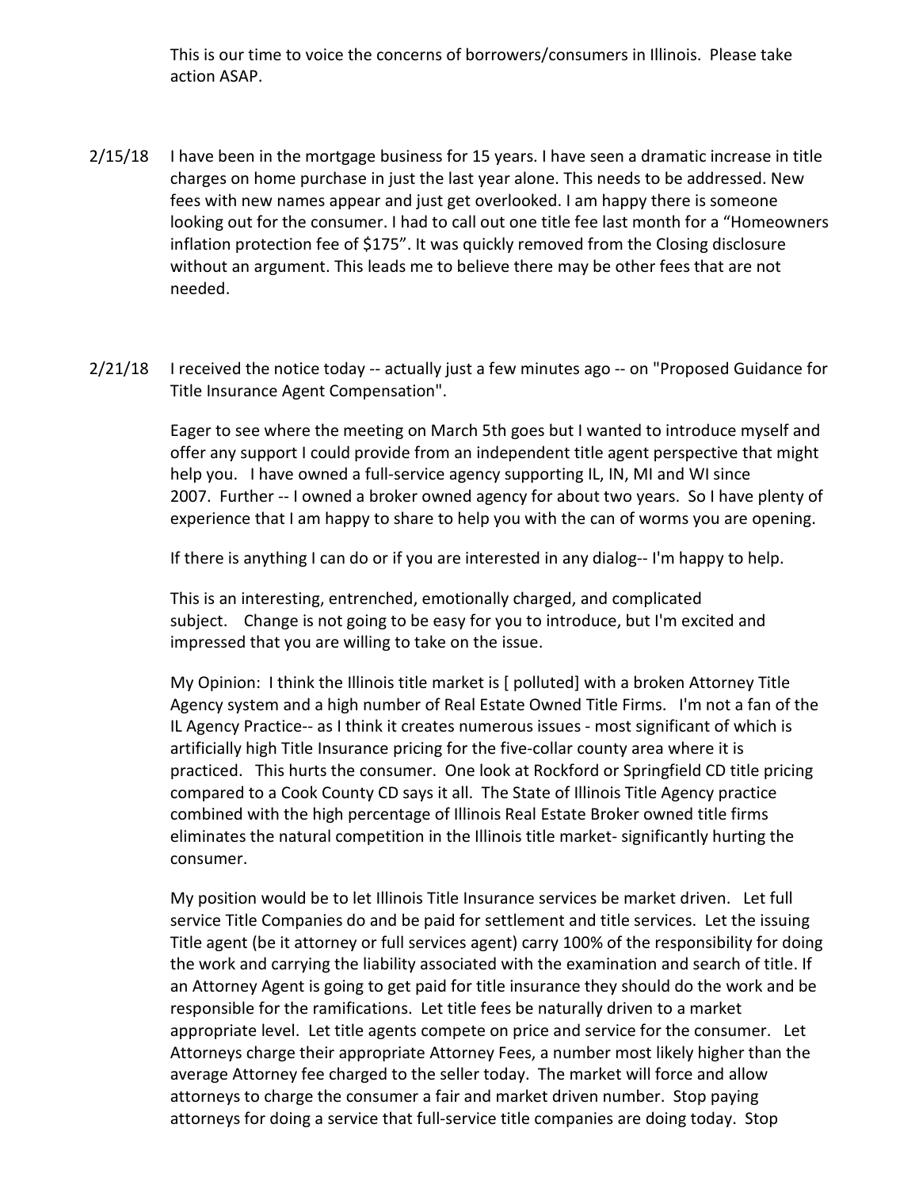This is our time to voice the concerns of borrowers/consumers in Illinois. Please take action ASAP.

2/15/18 I have been in the mortgage business for 15 years. I have seen a dramatic increase in title charges on home purchase in just the last year alone. This needs to be addressed. New fees with new names appear and just get overlooked. I am happy there is someone looking out for the consumer. I had to call out one title fee last month for a "Homeowners inflation protection fee of $175". It was quickly removed from the Closing disclosure without an argument. This leads me to believe there may be other fees that are not needed.

2/21/18 I received the notice today -- actually just a few minutes ago -- on "Proposed Guidance for Title Insurance Agent Compensation".

Eager to see where the meeting on March 5th goes but I wanted to introduce myself and offer any support I could provide from an independent title agent perspective that might help you. I have owned a full-service agency supporting IL, IN, MI and WI since 2007. Further -- I owned a broker owned agency for about two years. So I have plenty of experience that I am happy to share to help you with the can of worms you are opening.

If there is anything I can do or if you are interested in any dialog-- I'm happy to help.

This is an interesting, entrenched, emotionally charged, and complicated subject. Change is not going to be easy for you to introduce, but I'm excited and impressed that you are willing to take on the issue.

My Opinion: I think the Illinois title market is [ polluted] with a broken Attorney Title Agency system and a high number of Real Estate Owned Title Firms. I'm not a fan of the IL Agency Practice-- as I think it creates numerous issues - most significant of which is artificially high Title Insurance pricing for the five-collar county area where it is practiced. This hurts the consumer. One look at Rockford or Springfield CD title pricing compared to a Cook County CD says it all. The State of Illinois Title Agency practice combined with the high percentage of Illinois Real Estate Broker owned title firms eliminates the natural competition in the Illinois title market- significantly hurting the consumer.

My position would be to let Illinois Title Insurance services be market driven. Let full service Title Companies do and be paid for settlement and title services. Let the issuing Title agent (be it attorney or full services agent) carry 100% of the responsibility for doing the work and carrying the liability associated with the examination and search of title. If an Attorney Agent is going to get paid for title insurance they should do the work and be responsible for the ramifications. Let title fees be naturally driven to a market appropriate level. Let title agents compete on price and service for the consumer. Let Attorneys charge their appropriate Attorney Fees, a number most likely higher than the average Attorney fee charged to the seller today. The market will force and allow attorneys to charge the consumer a fair and market driven number. Stop paying attorneys for doing a service that full-service title companies are doing today. Stop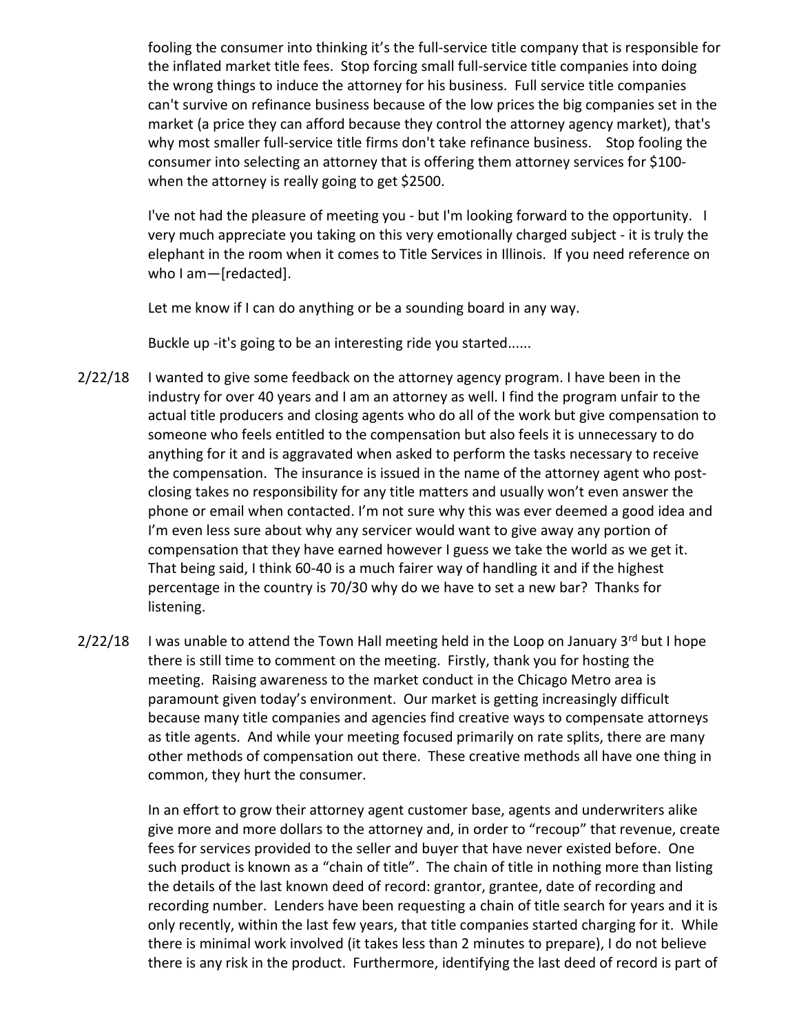fooling the consumer into thinking it's the full-service title company that is responsible for the inflated market title fees. Stop forcing small full-service title companies into doing the wrong things to induce the attorney for his business. Full service title companies can't survive on refinance business because of the low prices the big companies set in the market (a price they can afford because they control the attorney agency market), that's why most smaller full-service title firms don't take refinance business. Stop fooling the consumer into selecting an attorney that is offering them attorney services for $100- when the attorney is really going to get $2500.

I've not had the pleasure of meeting you - but I'm looking forward to the opportunity. I very much appreciate you taking on this very emotionally charged subject - it is truly the elephant in the room when it comes to Title Services in Illinois. If you need reference on who I am—[redacted].

Let me know if I can do anything or be a sounding board in any way.

Buckle up -it's going to be an interesting ride you started......

2/22/18 I wanted to give some feedback on the attorney agency program. I have been in the industry for over 40 years and I am an attorney as well. I find the program unfair to the actual title producers and closing agents who do all of the work but give compensation to someone who feels entitled to the compensation but also feels it is unnecessary to do anything for it and is aggravated when asked to perform the tasks necessary to receive the compensation. The insurance is issued in the name of the attorney agent who post-closing takes no responsibility for any title matters and usually won't even answer the phone or email when contacted. I'm not sure why this was ever deemed a good idea and I'm even less sure about why any servicer would want to give away any portion of compensation that they have earned however I guess we take the world as we get it. That being said, I think 60-40 is a much fairer way of handling it and if the highest percentage in the country is 70/30 why do we have to set a new bar? Thanks for listening.

2/22/18 I was unable to attend the Town Hall meeting held in the Loop on January 3rd but I hope there is still time to comment on the meeting. Firstly, thank you for hosting the meeting. Raising awareness to the market conduct in the Chicago Metro area is paramount given today's environment. Our market is getting increasingly difficult because many title companies and agencies find creative ways to compensate attorneys as title agents. And while your meeting focused primarily on rate splits, there are many other methods of compensation out there. These creative methods all have one thing in common, they hurt the consumer.

In an effort to grow their attorney agent customer base, agents and underwriters alike give more and more dollars to the attorney and, in order to "recoup" that revenue, create fees for services provided to the seller and buyer that have never existed before. One such product is known as a "chain of title". The chain of title in nothing more than listing the details of the last known deed of record: grantor, grantee, date of recording and recording number. Lenders have been requesting a chain of title search for years and it is only recently, within the last few years, that title companies started charging for it. While there is minimal work involved (it takes less than 2 minutes to prepare), I do not believe there is any risk in the product. Furthermore, identifying the last deed of record is part of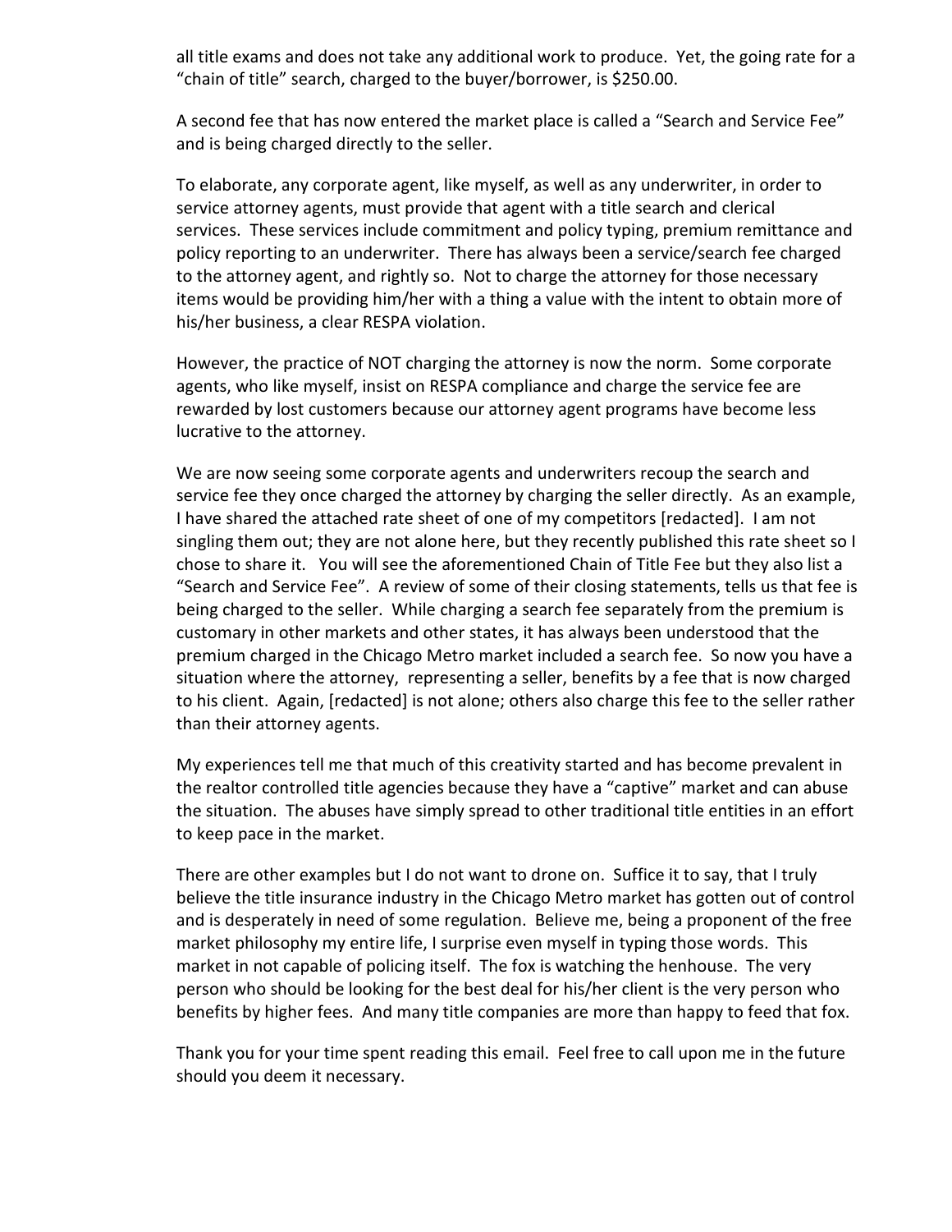all title exams and does not take any additional work to produce. Yet, the going rate for a "chain of title" search, charged to the buyer/borrower, is $250.00.

A second fee that has now entered the market place is called a "Search and Service Fee" and is being charged directly to the seller.

To elaborate, any corporate agent, like myself, as well as any underwriter, in order to service attorney agents, must provide that agent with a title search and clerical services. These services include commitment and policy typing, premium remittance and policy reporting to an underwriter. There has always been a service/search fee charged to the attorney agent, and rightly so. Not to charge the attorney for those necessary items would be providing him/her with a thing a value with the intent to obtain more of his/her business, a clear RESPA violation.

However, the practice of NOT charging the attorney is now the norm. Some corporate agents, who like myself, insist on RESPA compliance and charge the service fee are rewarded by lost customers because our attorney agent programs have become less lucrative to the attorney.

We are now seeing some corporate agents and underwriters recoup the search and service fee they once charged the attorney by charging the seller directly. As an example, I have shared the attached rate sheet of one of my competitors [redacted]. I am not singling them out; they are not alone here, but they recently published this rate sheet so I chose to share it. You will see the aforementioned Chain of Title Fee but they also list a "Search and Service Fee". A review of some of their closing statements, tells us that fee is being charged to the seller. While charging a search fee separately from the premium is customary in other markets and other states, it has always been understood that the premium charged in the Chicago Metro market included a search fee. So now you have a situation where the attorney, representing a seller, benefits by a fee that is now charged to his client. Again, [redacted] is not alone; others also charge this fee to the seller rather than their attorney agents.

My experiences tell me that much of this creativity started and has become prevalent in the realtor controlled title agencies because they have a "captive" market and can abuse the situation. The abuses have simply spread to other traditional title entities in an effort to keep pace in the market.

There are other examples but I do not want to drone on. Suffice it to say, that I truly believe the title insurance industry in the Chicago Metro market has gotten out of control and is desperately in need of some regulation. Believe me, being a proponent of the free market philosophy my entire life, I surprise even myself in typing those words. This market in not capable of policing itself. The fox is watching the henhouse. The very person who should be looking for the best deal for his/her client is the very person who benefits by higher fees. And many title companies are more than happy to feed that fox.

Thank you for your time spent reading this email. Feel free to call upon me in the future should you deem it necessary.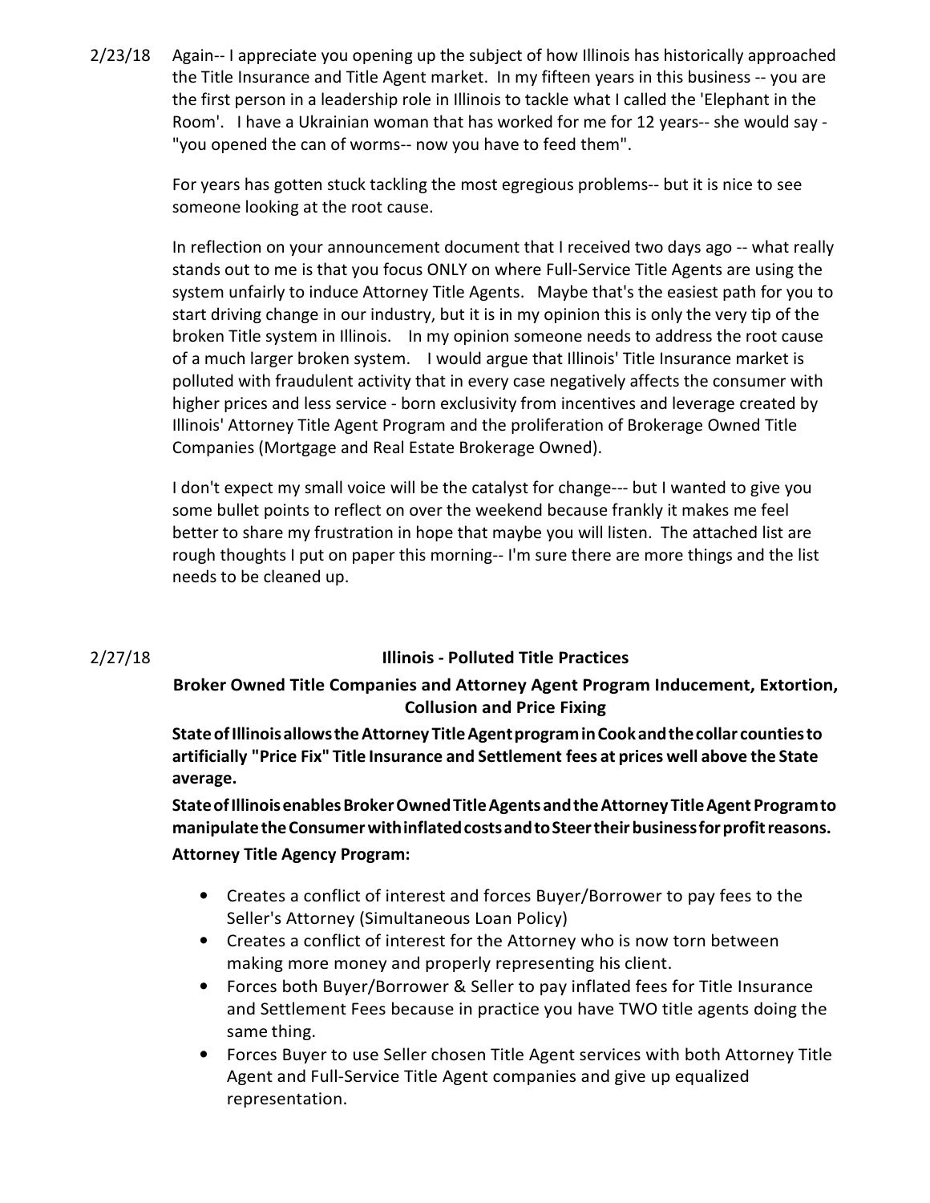2/23/18 Again-- I appreciate you opening up the subject of how Illinois has historically approached the Title Insurance and Title Agent market. In my fifteen years in this business -- you are the first person in a leadership role in Illinois to tackle what I called the 'Elephant in the Room'. I have a Ukrainian woman that has worked for me for 12 years-- she would say - "you opened the can of worms-- now you have to feed them".

For years has gotten stuck tackling the most egregious problems-- but it is nice to see someone looking at the root cause.

In reflection on your announcement document that I received two days ago -- what really stands out to me is that you focus ONLY on where Full-Service Title Agents are using the system unfairly to induce Attorney Title Agents. Maybe that's the easiest path for you to start driving change in our industry, but it is in my opinion this is only the very tip of the broken Title system in Illinois. In my opinion someone needs to address the root cause of a much larger broken system. I would argue that Illinois' Title Insurance market is polluted with fraudulent activity that in every case negatively affects the consumer with higher prices and less service - born exclusivity from incentives and leverage created by Illinois' Attorney Title Agent Program and the proliferation of Brokerage Owned Title Companies (Mortgage and Real Estate Brokerage Owned).

I don't expect my small voice will be the catalyst for change--- but I wanted to give you some bullet points to reflect on over the weekend because frankly it makes me feel better to share my frustration in hope that maybe you will listen. The attached list are rough thoughts I put on paper this morning-- I'm sure there are more things and the list needs to be cleaned up.

2/27/18

## Illinois - Polluted Title Practices

### Broker Owned Title Companies and Attorney Agent Program Inducement, Extortion, Collusion and Price Fixing

**State of Illinois allows the Attorney Title Agent program in Cook and the collar counties to artificially "Price Fix" Title Insurance and Settlement fees at prices well above the State average.**

**State of Illinois enables Broker Owned Title Agents and the Attorney Title Agent Program to manipulate the Consumer with inflated costs and to Steer their business for profit reasons.**

**Attorney Title Agency Program:**

- Creates a conflict of interest and forces Buyer/Borrower to pay fees to the Seller's Attorney (Simultaneous Loan Policy)
- Creates a conflict of interest for the Attorney who is now torn between making more money and properly representing his client.
- Forces both Buyer/Borrower & Seller to pay inflated fees for Title Insurance and Settlement Fees because in practice you have TWO title agents doing the same thing.
- Forces Buyer to use Seller chosen Title Agent services with both Attorney Title Agent and Full-Service Title Agent companies and give up equalized representation.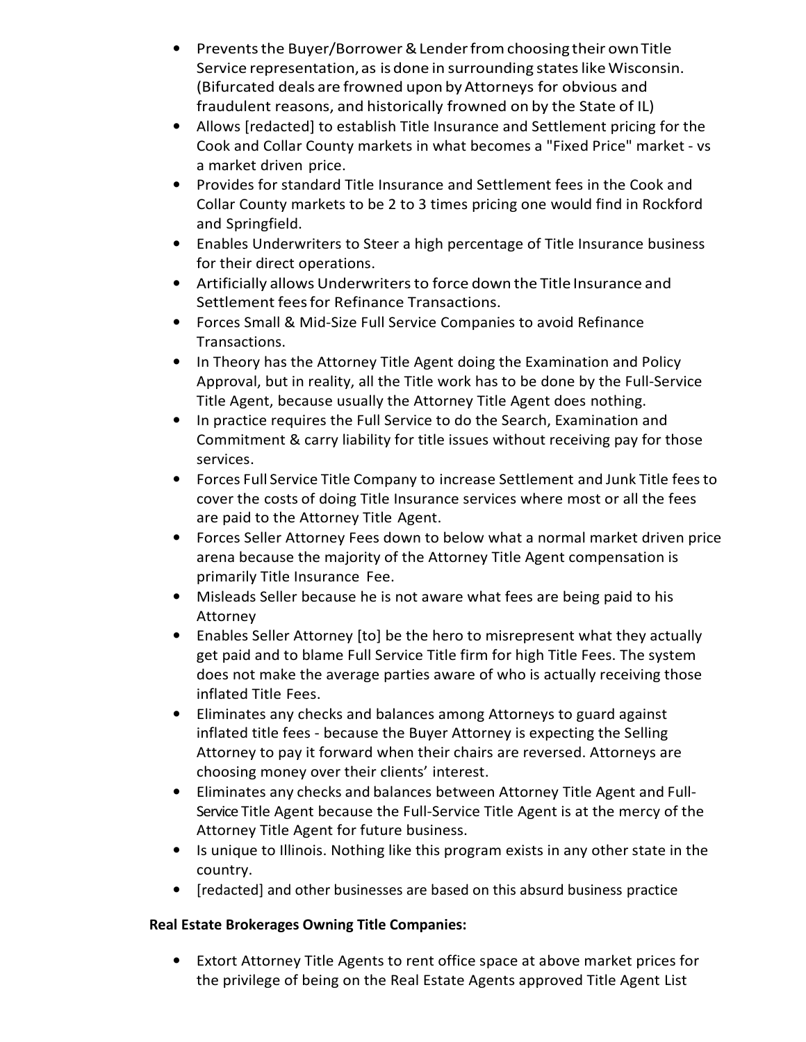- Prevents the Buyer/Borrower & Lender from choosing their own Title Service representation, as is done in surrounding states like Wisconsin. (Bifurcated deals are frowned upon by Attorneys for obvious and fraudulent reasons, and historically frowned on by the State of IL)
- Allows [redacted] to establish Title Insurance and Settlement pricing for the Cook and Collar County markets in what becomes a "Fixed Price" market - vs a market driven price.
- Provides for standard Title Insurance and Settlement fees in the Cook and Collar County markets to be 2 to 3 times pricing one would find in Rockford and Springfield.
- Enables Underwriters to Steer a high percentage of Title Insurance business for their direct operations.
- Artificially allows Underwriters to force down the Title Insurance and Settlement fees for Refinance Transactions.
- Forces Small & Mid-Size Full Service Companies to avoid Refinance Transactions.
- In Theory has the Attorney Title Agent doing the Examination and Policy Approval, but in reality, all the Title work has to be done by the Full-Service Title Agent, because usually the Attorney Title Agent does nothing.
- In practice requires the Full Service to do the Search, Examination and Commitment & carry liability for title issues without receiving pay for those services.
- Forces Full Service Title Company to increase Settlement and Junk Title fees to cover the costs of doing Title Insurance services where most or all the fees are paid to the Attorney Title Agent.
- Forces Seller Attorney Fees down to below what a normal market driven price arena because the majority of the Attorney Title Agent compensation is primarily Title Insurance Fee.
- Misleads Seller because he is not aware what fees are being paid to his Attorney
- Enables Seller Attorney [to] be the hero to misrepresent what they actually get paid and to blame Full Service Title firm for high Title Fees. The system does not make the average parties aware of who is actually receiving those inflated Title Fees.
- Eliminates any checks and balances among Attorneys to guard against inflated title fees - because the Buyer Attorney is expecting the Selling Attorney to pay it forward when their chairs are reversed. Attorneys are choosing money over their clients' interest.
- Eliminates any checks and balances between Attorney Title Agent and Full-Service Title Agent because the Full-Service Title Agent is at the mercy of the Attorney Title Agent for future business.
- Is unique to Illinois. Nothing like this program exists in any other state in the country.
- [redacted] and other businesses are based on this absurd business practice

**Real Estate Brokerages Owning Title Companies:**

- Extort Attorney Title Agents to rent office space at above market prices for the privilege of being on the Real Estate Agents approved Title Agent List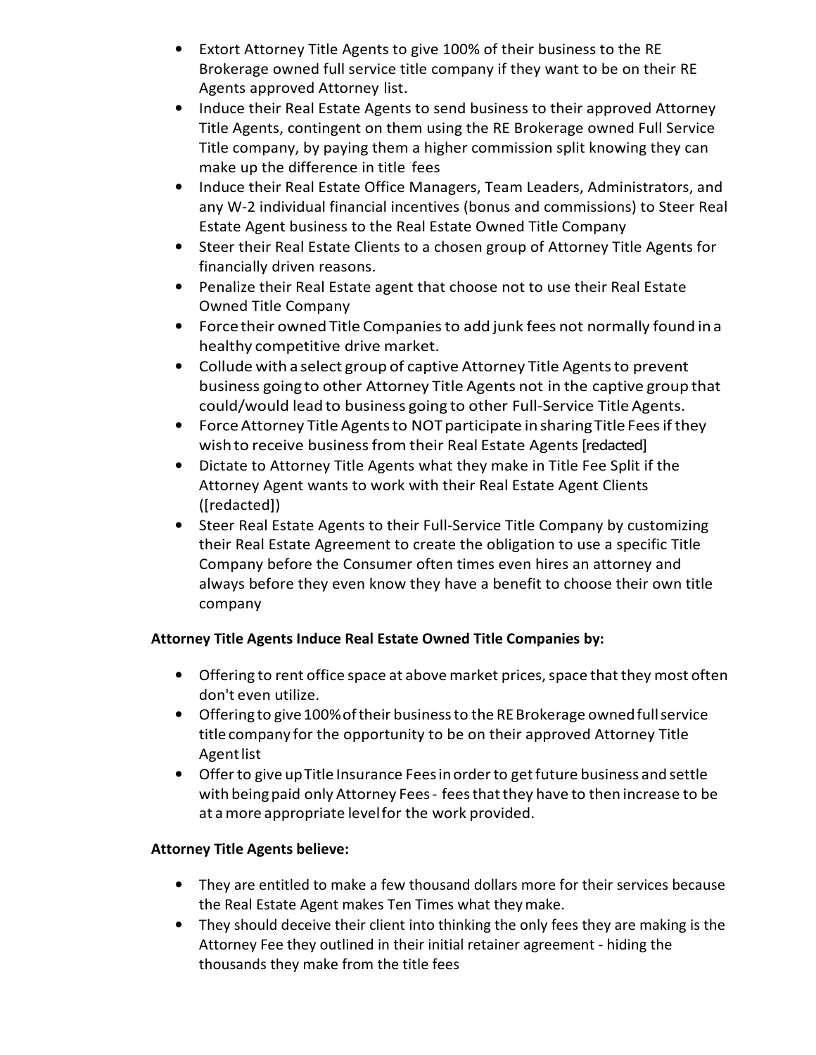- Extort Attorney Title Agents to give 100% of their business to the RE Brokerage owned full service title company if they want to be on their RE Agents approved Attorney list.
- Induce their Real Estate Agents to send business to their approved Attorney Title Agents, contingent on them using the RE Brokerage owned Full Service Title company, by paying them a higher commission split knowing they can make up the difference in title fees
- Induce their Real Estate Office Managers, Team Leaders, Administrators, and any W-2 individual financial incentives (bonus and commissions) to Steer Real Estate Agent business to the Real Estate Owned Title Company
- Steer their Real Estate Clients to a chosen group of Attorney Title Agents for financially driven reasons.
- Penalize their Real Estate agent that choose not to use their Real Estate Owned Title Company
- Force their owned Title Companies to add junk fees not normally found in a healthy competitive drive market.
- Collude with a select group of captive Attorney Title Agents to prevent business going to other Attorney Title Agents not in the captive group that could/would lead to business going to other Full-Service Title Agents.
- Force Attorney Title Agents to NOT participate in sharing Title Fees if they wish to receive business from their Real Estate Agents [redacted]
- Dictate to Attorney Title Agents what they make in Title Fee Split if the Attorney Agent wants to work with their Real Estate Agent Clients ([redacted])
- Steer Real Estate Agents to their Full-Service Title Company by customizing their Real Estate Agreement to create the obligation to use a specific Title Company before the Consumer often times even hires an attorney and always before they even know they have a benefit to choose their own title company

**Attorney Title Agents Induce Real Estate Owned Title Companies by:**

- Offering to rent office space at above market prices, space that they most often don't even utilize.
- Offering to give 100% of their business to the RE Brokerage owned full service title company for the opportunity to be on their approved Attorney Title Agent list
- Offer to give up Title Insurance Fees in order to get future business and settle with being paid only Attorney Fees - fees that they have to then increase to be at a more appropriate level for the work provided.

**Attorney Title Agents believe:**

- They are entitled to make a few thousand dollars more for their services because the Real Estate Agent makes Ten Times what they make.
- They should deceive their client into thinking the only fees they are making is the Attorney Fee they outlined in their initial retainer agreement - hiding the thousands they make from the title fees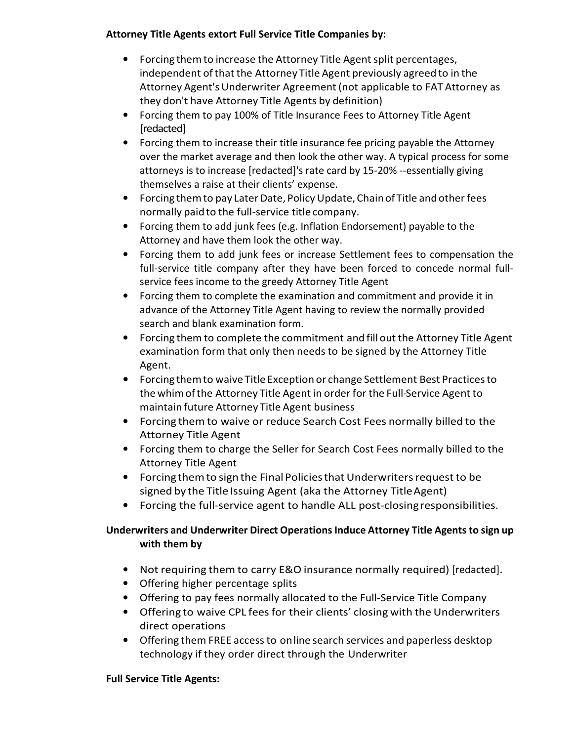**Attorney Title Agents extort Full Service Title Companies by:**

- Forcing them to increase the Attorney Title Agent split percentages, independent of that the Attorney Title Agent previously agreed to in the Attorney Agent's Underwriter Agreement (not applicable to FAT Attorney as they don't have Attorney Title Agents by definition)
- Forcing them to pay 100% of Title Insurance Fees to Attorney Title Agent [redacted]
- Forcing them to increase their title insurance fee pricing payable the Attorney over the market average and then look the other way. A typical process for some attorneys is to increase [redacted]'s rate card by 15-20% --essentially giving themselves a raise at their clients' expense.
- Forcing them to pay Later Date, Policy Update, Chain of Title and other fees normally paid to the full-service title company.
- Forcing them to add junk fees (e.g. Inflation Endorsement) payable to the Attorney and have them look the other way.
- Forcing them to add junk fees or increase Settlement fees to compensation the full-service title company after they have been forced to concede normal full-service fees income to the greedy Attorney Title Agent
- Forcing them to complete the examination and commitment and provide it in advance of the Attorney Title Agent having to review the normally provided search and blank examination form.
- Forcing them to complete the commitment and fill out the Attorney Title Agent examination form that only then needs to be signed by the Attorney Title Agent.
- Forcing them to waive Title Exception or change Settlement Best Practices to the whim of the Attorney Title Agent in order for the Full-Service Agent to maintain future Attorney Title Agent business
- Forcing them to waive or reduce Search Cost Fees normally billed to the Attorney Title Agent
- Forcing them to charge the Seller for Search Cost Fees normally billed to the Attorney Title Agent
- Forcing them to sign the Final Policies that Underwriters request to be signed by the Title Issuing Agent (aka the Attorney Title Agent)
- Forcing the full-service agent to handle ALL post-closing responsibilities.

**Underwriters and Underwriter Direct Operations Induce Attorney Title Agents to sign up with them by**

- Not requiring them to carry E&O insurance normally required) [redacted].
- Offering higher percentage splits
- Offering to pay fees normally allocated to the Full-Service Title Company
- Offering to waive CPL fees for their clients' closing with the Underwriters direct operations
- Offering them FREE access to online search services and paperless desktop technology if they order direct through the Underwriter

**Full Service Title Agents:**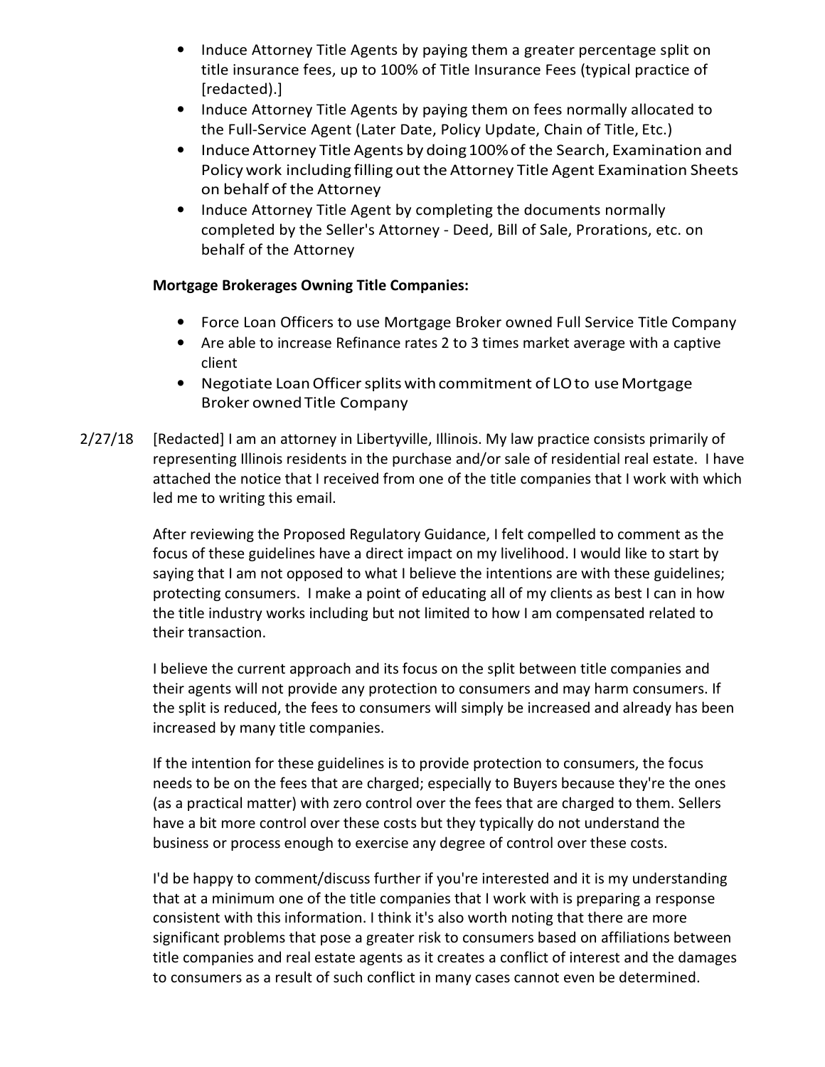- Induce Attorney Title Agents by paying them a greater percentage split on title insurance fees, up to 100% of Title Insurance Fees (typical practice of [redacted].]
- Induce Attorney Title Agents by paying them on fees normally allocated to the Full-Service Agent (Later Date, Policy Update, Chain of Title, Etc.)
- Induce Attorney Title Agents by doing 100% of the Search, Examination and Policy work including filling out the Attorney Title Agent Examination Sheets on behalf of the Attorney
- Induce Attorney Title Agent by completing the documents normally completed by the Seller's Attorney - Deed, Bill of Sale, Prorations, etc. on behalf of the Attorney

**Mortgage Brokerages Owning Title Companies:**

- Force Loan Officers to use Mortgage Broker owned Full Service Title Company
- Are able to increase Refinance rates 2 to 3 times market average with a captive client
- Negotiate Loan Officer splits with commitment of LO to use Mortgage Broker owned Title Company

2/27/18 [Redacted] I am an attorney in Libertyville, Illinois. My law practice consists primarily of representing Illinois residents in the purchase and/or sale of residential real estate. I have attached the notice that I received from one of the title companies that I work with which led me to writing this email.

After reviewing the Proposed Regulatory Guidance, I felt compelled to comment as the focus of these guidelines have a direct impact on my livelihood. I would like to start by saying that I am not opposed to what I believe the intentions are with these guidelines; protecting consumers. I make a point of educating all of my clients as best I can in how the title industry works including but not limited to how I am compensated related to their transaction.

I believe the current approach and its focus on the split between title companies and their agents will not provide any protection to consumers and may harm consumers. If the split is reduced, the fees to consumers will simply be increased and already has been increased by many title companies.

If the intention for these guidelines is to provide protection to consumers, the focus needs to be on the fees that are charged; especially to Buyers because they're the ones (as a practical matter) with zero control over the fees that are charged to them. Sellers have a bit more control over these costs but they typically do not understand the business or process enough to exercise any degree of control over these costs.

I'd be happy to comment/discuss further if you're interested and it is my understanding that at a minimum one of the title companies that I work with is preparing a response consistent with this information. I think it's also worth noting that there are more significant problems that pose a greater risk to consumers based on affiliations between title companies and real estate agents as it creates a conflict of interest and the damages to consumers as a result of such conflict in many cases cannot even be determined.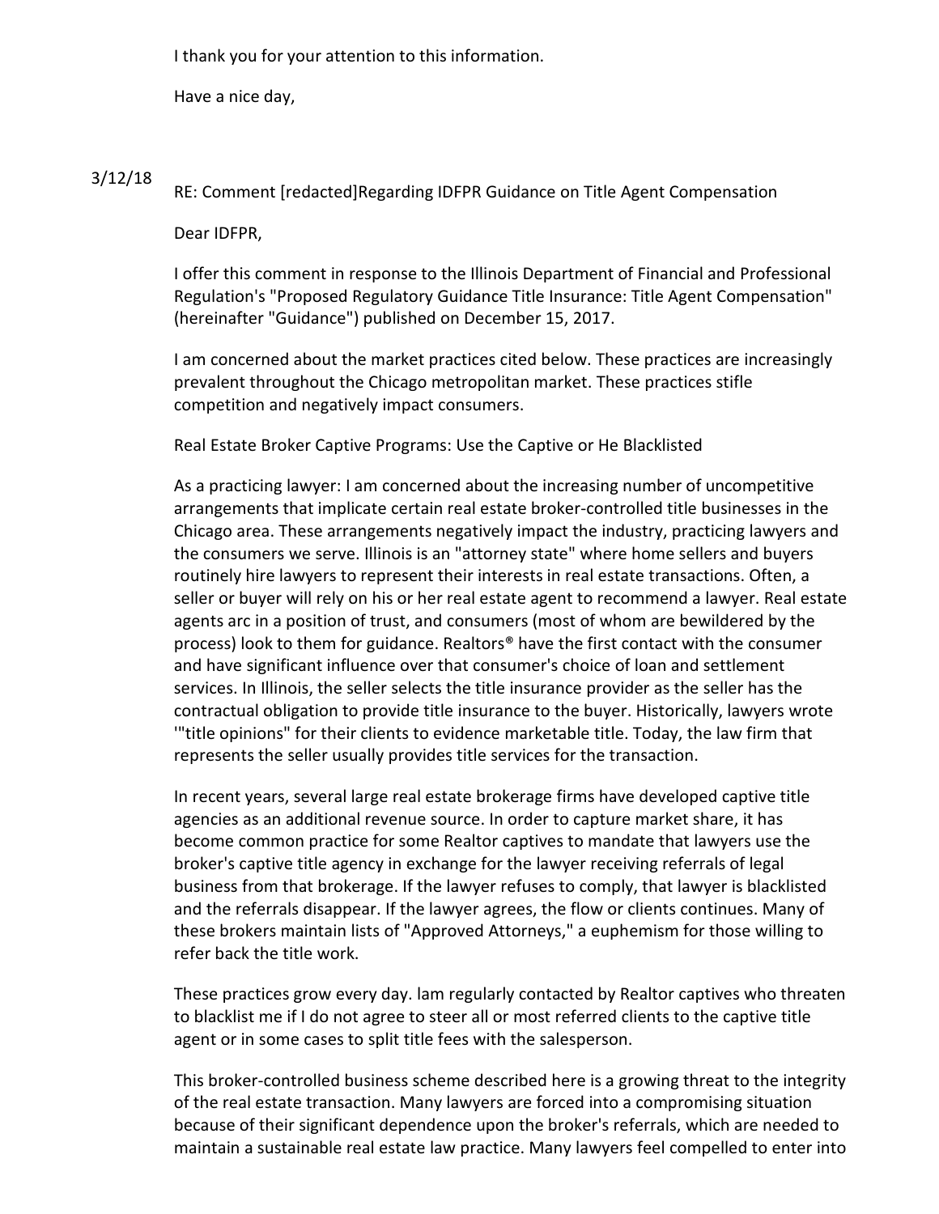I thank you for your attention to this information.

Have a nice day,

3/12/18

RE: Comment [redacted]Regarding IDFPR Guidance on Title Agent Compensation

Dear IDFPR,

I offer this comment in response to the Illinois Department of Financial and Professional Regulation's "Proposed Regulatory Guidance Title Insurance: Title Agent Compensation" (hereinafter "Guidance") published on December 15, 2017.

I am concerned about the market practices cited below. These practices are increasingly prevalent throughout the Chicago metropolitan market. These practices stifle competition and negatively impact consumers.

Real Estate Broker Captive Programs: Use the Captive or He Blacklisted

As a practicing lawyer: I am concerned about the increasing number of uncompetitive arrangements that implicate certain real estate broker-controlled title businesses in the Chicago area. These arrangements negatively impact the industry, practicing lawyers and the consumers we serve. Illinois is an "attorney state" where home sellers and buyers routinely hire lawyers to represent their interests in real estate transactions. Often, a seller or buyer will rely on his or her real estate agent to recommend a lawyer. Real estate agents arc in a position of trust, and consumers (most of whom are bewildered by the process) look to them for guidance. Realtors® have the first contact with the consumer and have significant influence over that consumer's choice of loan and settlement services. In Illinois, the seller selects the title insurance provider as the seller has the contractual obligation to provide title insurance to the buyer. Historically, lawyers wrote '"title opinions" for their clients to evidence marketable title. Today, the law firm that represents the seller usually provides title services for the transaction.

In recent years, several large real estate brokerage firms have developed captive title agencies as an additional revenue source. In order to capture market share, it has become common practice for some Realtor captives to mandate that lawyers use the broker's captive title agency in exchange for the lawyer receiving referrals of legal business from that brokerage. If the lawyer refuses to comply, that lawyer is blacklisted and the referrals disappear. If the lawyer agrees, the flow or clients continues. Many of these brokers maintain lists of "Approved Attorneys," a euphemism for those willing to refer back the title work.

These practices grow every day. lam regularly contacted by Realtor captives who threaten to blacklist me if I do not agree to steer all or most referred clients to the captive title agent or in some cases to split title fees with the salesperson.

This broker-controlled business scheme described here is a growing threat to the integrity of the real estate transaction. Many lawyers are forced into a compromising situation because of their significant dependence upon the broker's referrals, which are needed to maintain a sustainable real estate law practice. Many lawyers feel compelled to enter into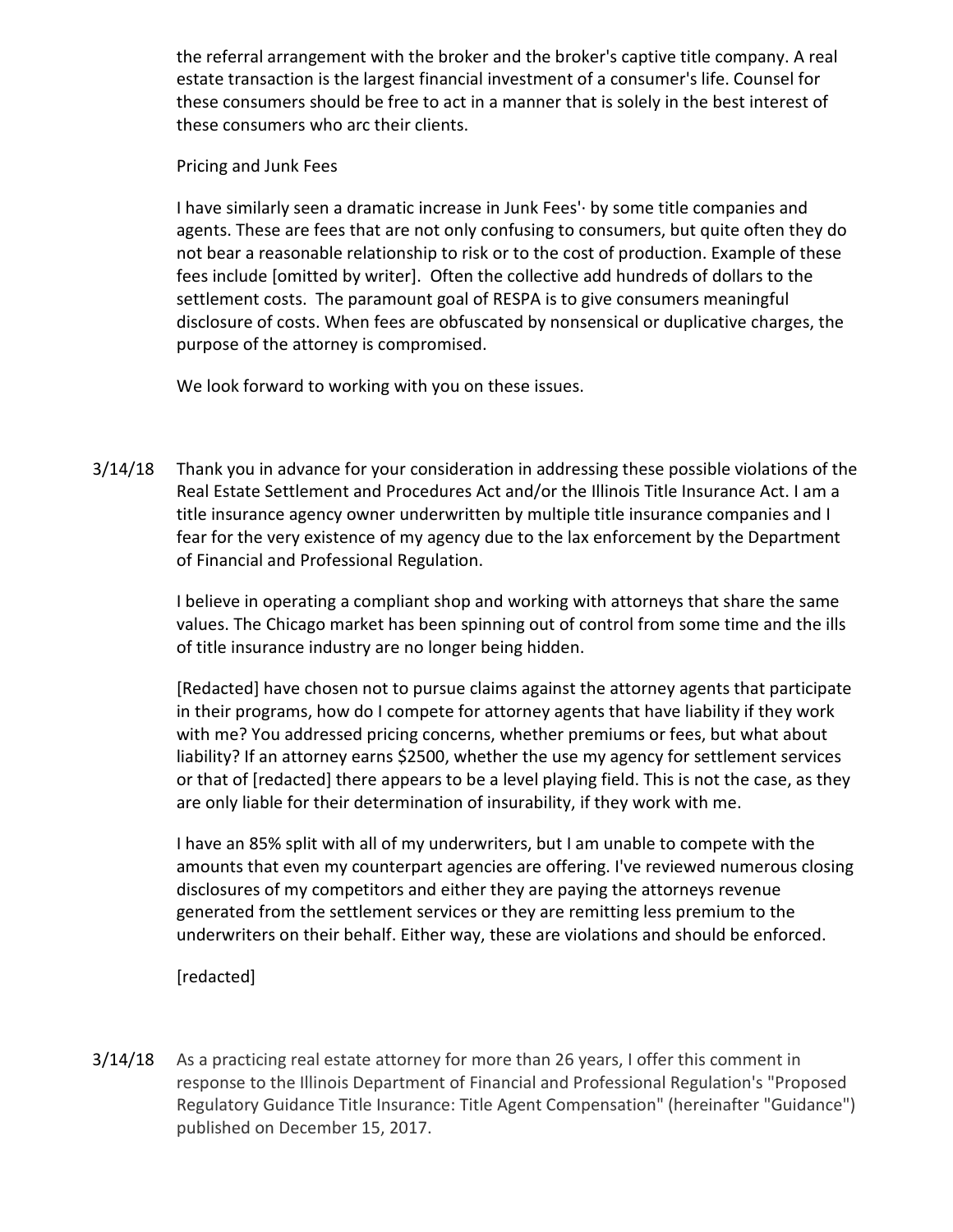the referral arrangement with the broker and the broker's captive title company. A real estate transaction is the largest financial investment of a consumer's life. Counsel for these consumers should be free to act in a manner that is solely in the best interest of these consumers who arc their clients.

Pricing and Junk Fees

I have similarly seen a dramatic increase in Junk Fees'· by some title companies and agents. These are fees that are not only confusing to consumers, but quite often they do not bear a reasonable relationship to risk or to the cost of production. Example of these fees include [omitted by writer]. Often the collective add hundreds of dollars to the settlement costs. The paramount goal of RESPA is to give consumers meaningful disclosure of costs. When fees are obfuscated by nonsensical or duplicative charges, the purpose of the attorney is compromised.

We look forward to working with you on these issues.

3/14/18 Thank you in advance for your consideration in addressing these possible violations of the Real Estate Settlement and Procedures Act and/or the Illinois Title Insurance Act. I am a title insurance agency owner underwritten by multiple title insurance companies and I fear for the very existence of my agency due to the lax enforcement by the Department of Financial and Professional Regulation.

I believe in operating a compliant shop and working with attorneys that share the same values. The Chicago market has been spinning out of control from some time and the ills of title insurance industry are no longer being hidden.

[Redacted] have chosen not to pursue claims against the attorney agents that participate in their programs, how do I compete for attorney agents that have liability if they work with me? You addressed pricing concerns, whether premiums or fees, but what about liability? If an attorney earns $2500, whether the use my agency for settlement services or that of [redacted] there appears to be a level playing field. This is not the case, as they are only liable for their determination of insurability, if they work with me.

I have an 85% split with all of my underwriters, but I am unable to compete with the amounts that even my counterpart agencies are offering. I've reviewed numerous closing disclosures of my competitors and either they are paying the attorneys revenue generated from the settlement services or they are remitting less premium to the underwriters on their behalf. Either way, these are violations and should be enforced.

[redacted]

3/14/18 As a practicing real estate attorney for more than 26 years, I offer this comment in response to the Illinois Department of Financial and Professional Regulation's "Proposed Regulatory Guidance Title Insurance: Title Agent Compensation" (hereinafter "Guidance") published on December 15, 2017.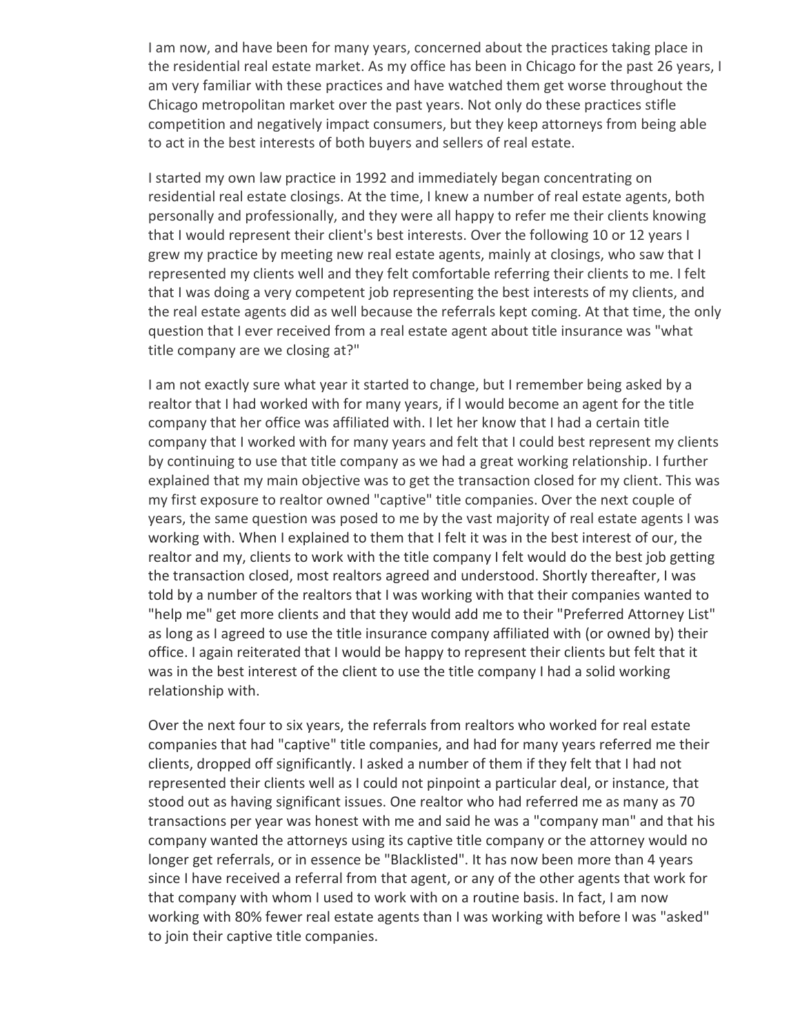I am now, and have been for many years, concerned about the practices taking place in the residential real estate market. As my office has been in Chicago for the past 26 years, I am very familiar with these practices and have watched them get worse throughout the Chicago metropolitan market over the past years. Not only do these practices stifle competition and negatively impact consumers, but they keep attorneys from being able to act in the best interests of both buyers and sellers of real estate.

I started my own law practice in 1992 and immediately began concentrating on residential real estate closings. At the time, I knew a number of real estate agents, both personally and professionally, and they were all happy to refer me their clients knowing that I would represent their client's best interests. Over the following 10 or 12 years I grew my practice by meeting new real estate agents, mainly at closings, who saw that I represented my clients well and they felt comfortable referring their clients to me. I felt that I was doing a very competent job representing the best interests of my clients, and the real estate agents did as well because the referrals kept coming. At that time, the only question that I ever received from a real estate agent about title insurance was "what title company are we closing at?"

I am not exactly sure what year it started to change, but I remember being asked by a realtor that I had worked with for many years, if l would become an agent for the title company that her office was affiliated with. I let her know that I had a certain title company that I worked with for many years and felt that I could best represent my clients by continuing to use that title company as we had a great working relationship. I further explained that my main objective was to get the transaction closed for my client. This was my first exposure to realtor owned "captive" title companies. Over the next couple of years, the same question was posed to me by the vast majority of real estate agents I was working with. When I explained to them that I felt it was in the best interest of our, the realtor and my, clients to work with the title company I felt would do the best job getting the transaction closed, most realtors agreed and understood. Shortly thereafter, I was told by a number of the realtors that I was working with that their companies wanted to "help me" get more clients and that they would add me to their "Preferred Attorney List" as long as I agreed to use the title insurance company affiliated with (or owned by) their office. I again reiterated that I would be happy to represent their clients but felt that it was in the best interest of the client to use the title company I had a solid working relationship with.

Over the next four to six years, the referrals from realtors who worked for real estate companies that had "captive" title companies, and had for many years referred me their clients, dropped off significantly. I asked a number of them if they felt that I had not represented their clients well as I could not pinpoint a particular deal, or instance, that stood out as having significant issues. One realtor who had referred me as many as 70 transactions per year was honest with me and said he was a "company man" and that his company wanted the attorneys using its captive title company or the attorney would no longer get referrals, or in essence be "Blacklisted". It has now been more than 4 years since I have received a referral from that agent, or any of the other agents that work for that company with whom I used to work with on a routine basis. In fact, I am now working with 80% fewer real estate agents than I was working with before I was "asked" to join their captive title companies.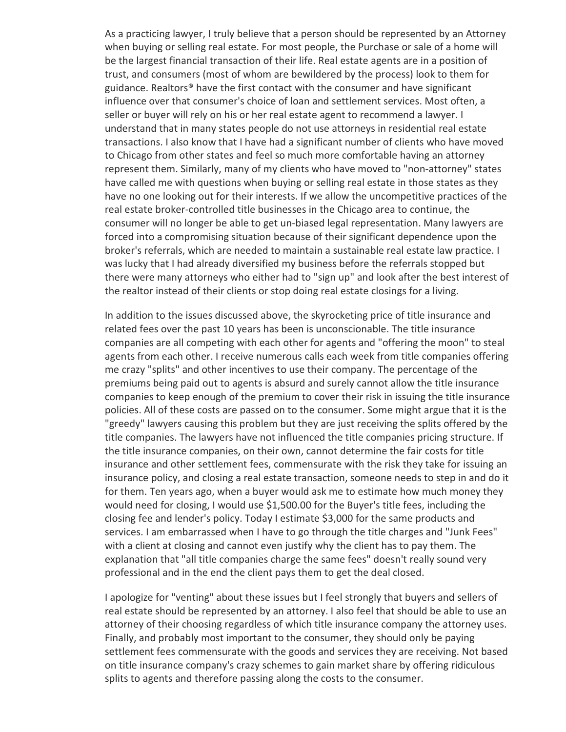As a practicing lawyer, I truly believe that a person should be represented by an Attorney when buying or selling real estate. For most people, the Purchase or sale of a home will be the largest financial transaction of their life. Real estate agents are in a position of trust, and consumers (most of whom are bewildered by the process) look to them for guidance. Realtors® have the first contact with the consumer and have significant influence over that consumer's choice of loan and settlement services. Most often, a seller or buyer will rely on his or her real estate agent to recommend a lawyer. I understand that in many states people do not use attorneys in residential real estate transactions. I also know that I have had a significant number of clients who have moved to Chicago from other states and feel so much more comfortable having an attorney represent them. Similarly, many of my clients who have moved to "non-attorney" states have called me with questions when buying or selling real estate in those states as they have no one looking out for their interests. If we allow the uncompetitive practices of the real estate broker-controlled title businesses in the Chicago area to continue, the consumer will no longer be able to get un-biased legal representation. Many lawyers are forced into a compromising situation because of their significant dependence upon the broker's referrals, which are needed to maintain a sustainable real estate law practice. I was lucky that I had already diversified my business before the referrals stopped but there were many attorneys who either had to "sign up" and look after the best interest of the realtor instead of their clients or stop doing real estate closings for a living.

In addition to the issues discussed above, the skyrocketing price of title insurance and related fees over the past 10 years has been is unconscionable. The title insurance companies are all competing with each other for agents and "offering the moon" to steal agents from each other. I receive numerous calls each week from title companies offering me crazy "splits" and other incentives to use their company. The percentage of the premiums being paid out to agents is absurd and surely cannot allow the title insurance companies to keep enough of the premium to cover their risk in issuing the title insurance policies. All of these costs are passed on to the consumer. Some might argue that it is the "greedy" lawyers causing this problem but they are just receiving the splits offered by the title companies. The lawyers have not influenced the title companies pricing structure. If the title insurance companies, on their own, cannot determine the fair costs for title insurance and other settlement fees, commensurate with the risk they take for issuing an insurance policy, and closing a real estate transaction, someone needs to step in and do it for them. Ten years ago, when a buyer would ask me to estimate how much money they would need for closing, I would use $1,500.00 for the Buyer's title fees, including the closing fee and lender's policy. Today I estimate $3,000 for the same products and services. I am embarrassed when I have to go through the title charges and "Junk Fees" with a client at closing and cannot even justify why the client has to pay them. The explanation that "all title companies charge the same fees" doesn't really sound very professional and in the end the client pays them to get the deal closed.

I apologize for "venting" about these issues but I feel strongly that buyers and sellers of real estate should be represented by an attorney. I also feel that should be able to use an attorney of their choosing regardless of which title insurance company the attorney uses. Finally, and probably most important to the consumer, they should only be paying settlement fees commensurate with the goods and services they are receiving. Not based on title insurance company's crazy schemes to gain market share by offering ridiculous splits to agents and therefore passing along the costs to the consumer.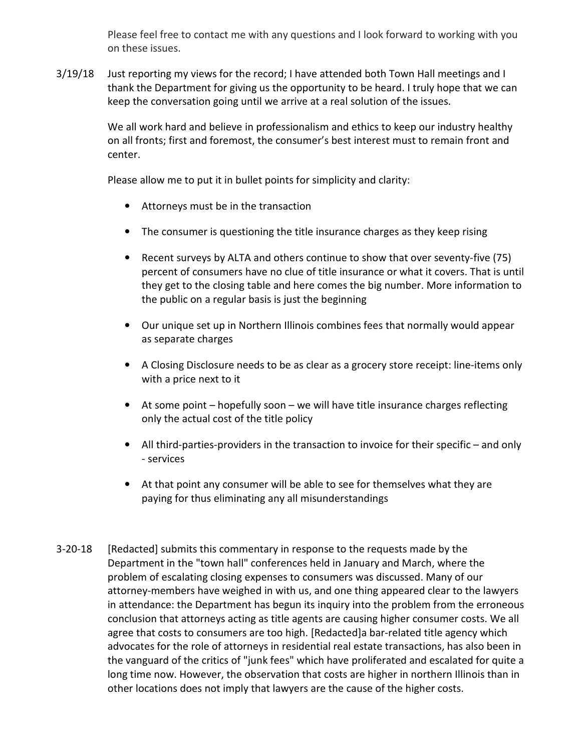Please feel free to contact me with any questions and I look forward to working with you on these issues.

3/19/18 Just reporting my views for the record; I have attended both Town Hall meetings and I thank the Department for giving us the opportunity to be heard. I truly hope that we can keep the conversation going until we arrive at a real solution of the issues.

We all work hard and believe in professionalism and ethics to keep our industry healthy on all fronts; first and foremost, the consumer's best interest must to remain front and center.

Please allow me to put it in bullet points for simplicity and clarity:

- Attorneys must be in the transaction
- The consumer is questioning the title insurance charges as they keep rising
- Recent surveys by ALTA and others continue to show that over seventy-five (75) percent of consumers have no clue of title insurance or what it covers. That is until they get to the closing table and here comes the big number. More information to the public on a regular basis is just the beginning
- Our unique set up in Northern Illinois combines fees that normally would appear as separate charges
- A Closing Disclosure needs to be as clear as a grocery store receipt: line-items only with a price next to it
- At some point – hopefully soon – we will have title insurance charges reflecting only the actual cost of the title policy
- All third-parties-providers in the transaction to invoice for their specific – and only - services
- At that point any consumer will be able to see for themselves what they are paying for thus eliminating any all misunderstandings

3-20-18 [Redacted] submits this commentary in response to the requests made by the Department in the "town hall" conferences held in January and March, where the problem of escalating closing expenses to consumers was discussed. Many of our attorney-members have weighed in with us, and one thing appeared clear to the lawyers in attendance: the Department has begun its inquiry into the problem from the erroneous conclusion that attorneys acting as title agents are causing higher consumer costs. We all agree that costs to consumers are too high. [Redacted]a bar-related title agency which advocates for the role of attorneys in residential real estate transactions, has also been in the vanguard of the critics of "junk fees" which have proliferated and escalated for quite a long time now. However, the observation that costs are higher in northern Illinois than in other locations does not imply that lawyers are the cause of the higher costs.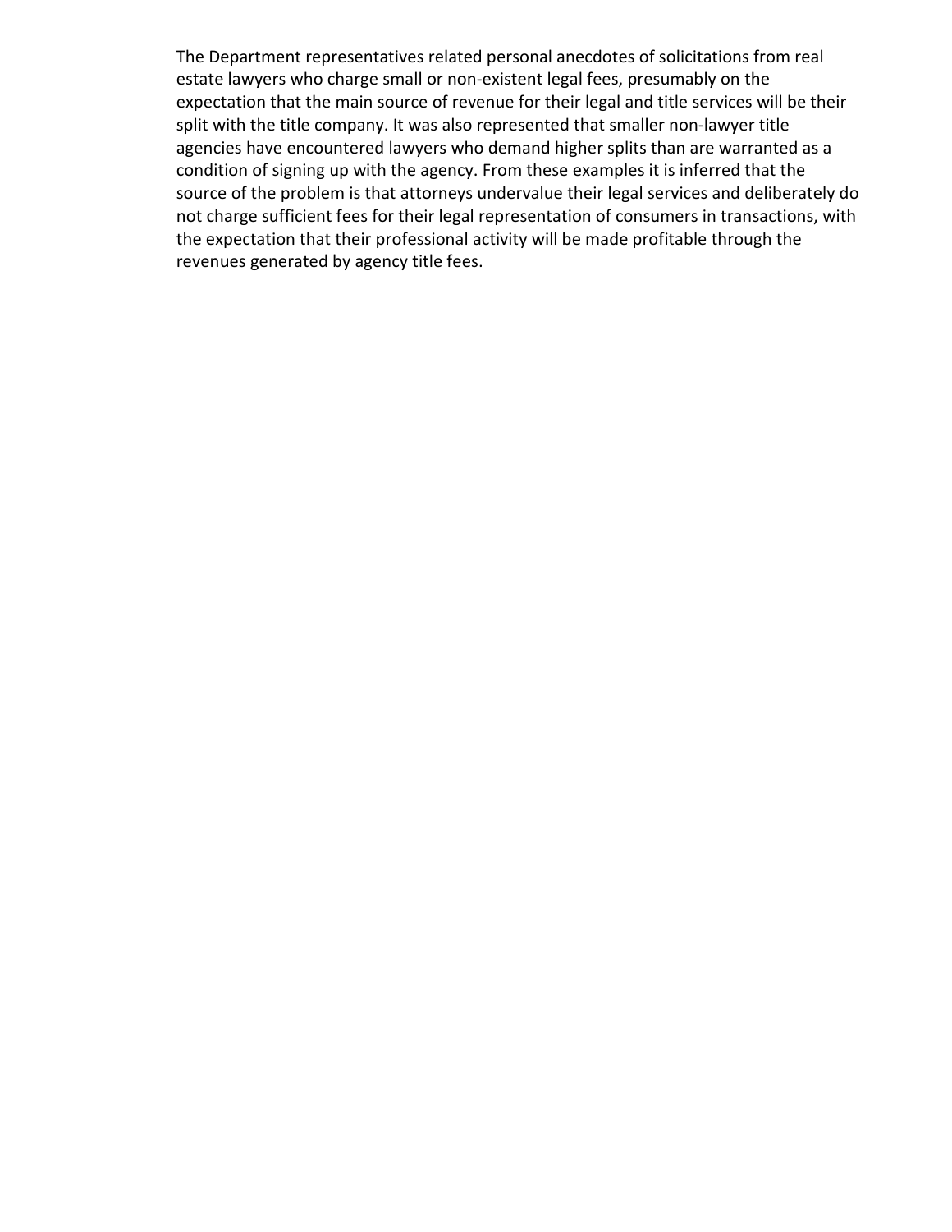The Department representatives related personal anecdotes of solicitations from real estate lawyers who charge small or non-existent legal fees, presumably on the expectation that the main source of revenue for their legal and title services will be their split with the title company. It was also represented that smaller non-lawyer title agencies have encountered lawyers who demand higher splits than are warranted as a condition of signing up with the agency. From these examples it is inferred that the source of the problem is that attorneys undervalue their legal services and deliberately do not charge sufficient fees for their legal representation of consumers in transactions, with the expectation that their professional activity will be made profitable through the revenues generated by agency title fees.